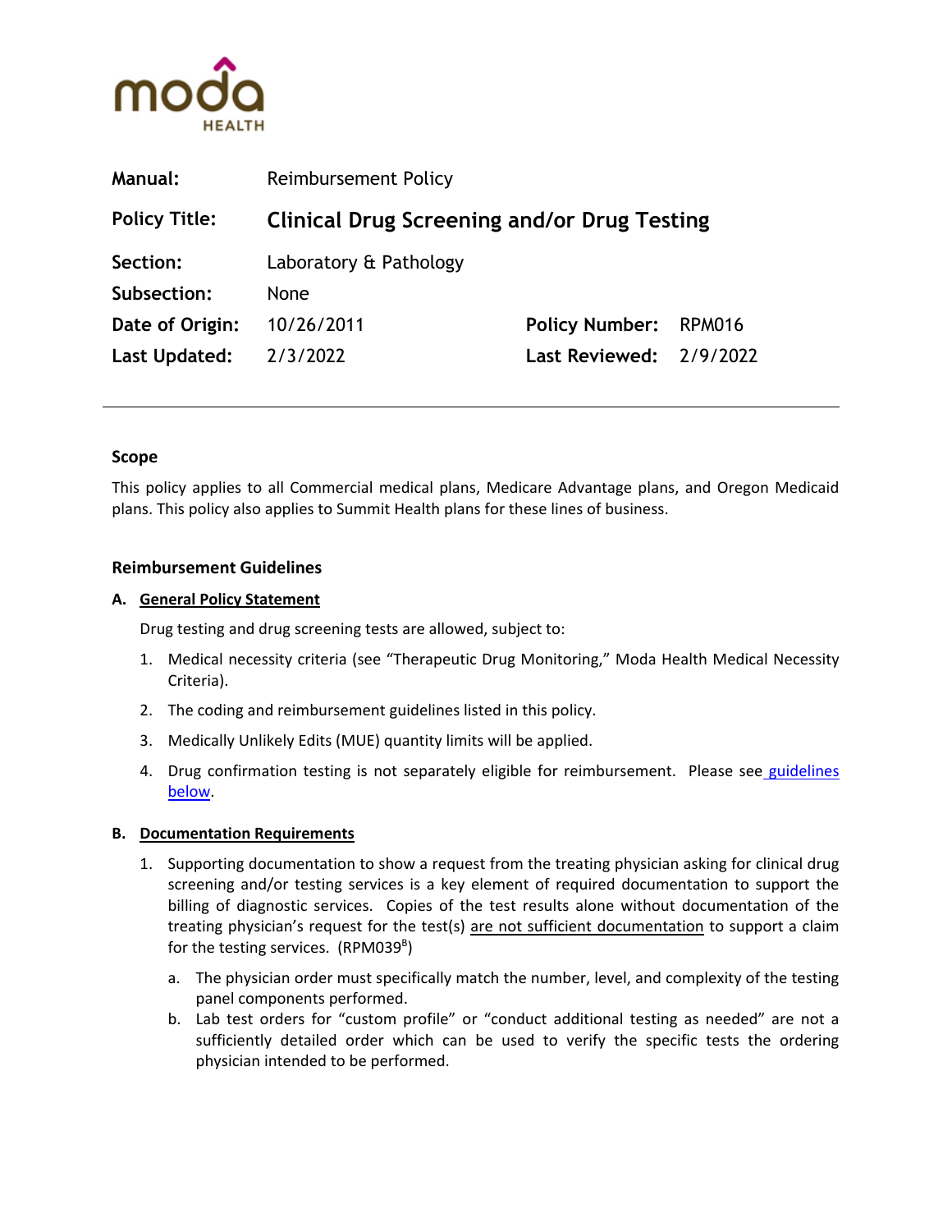| | | | |
|---|---|---|---|
| **Manual:** | Reimbursement Policy | | |
| **Policy Title:** | **Clinical Drug Screening and/or Drug Testing** | | |
| **Section:** | Laboratory & Pathology | | |
| **Subsection:** | None | | |
| **Date of Origin:** | 10/26/2011 | **Policy Number:** | RPM016 |
| **Last Updated:** | 2/3/2022 | **Last Reviewed:** | 2/9/2022 |

---

**Scope**

This policy applies to all Commercial medical plans, Medicare Advantage plans, and Oregon Medicaid plans. This policy also applies to Summit Health plans for these lines of business.

**Reimbursement Guidelines**

**A. General Policy Statement**

Drug testing and drug screening tests are allowed, subject to:

1. Medical necessity criteria (see "Therapeutic Drug Monitoring," Moda Health Medical Necessity Criteria).
2. The coding and reimbursement guidelines listed in this policy.
3. Medically Unlikely Edits (MUE) quantity limits will be applied.
4. Drug confirmation testing is not separately eligible for reimbursement. Please see guidelines below.

**B. Documentation Requirements**

1. Supporting documentation to show a request from the treating physician asking for clinical drug screening and/or testing services is a key element of required documentation to support the billing of diagnostic services. Copies of the test results alone without documentation of the treating physician's request for the test(s) are not sufficient documentation to support a claim for the testing services. (RPM039[B])
   a. The physician order must specifically match the number, level, and complexity of the testing panel components performed.
   b. Lab test orders for "custom profile" or "conduct additional testing as needed" are not a sufficiently detailed order which can be used to verify the specific tests the ordering physician intended to be performed.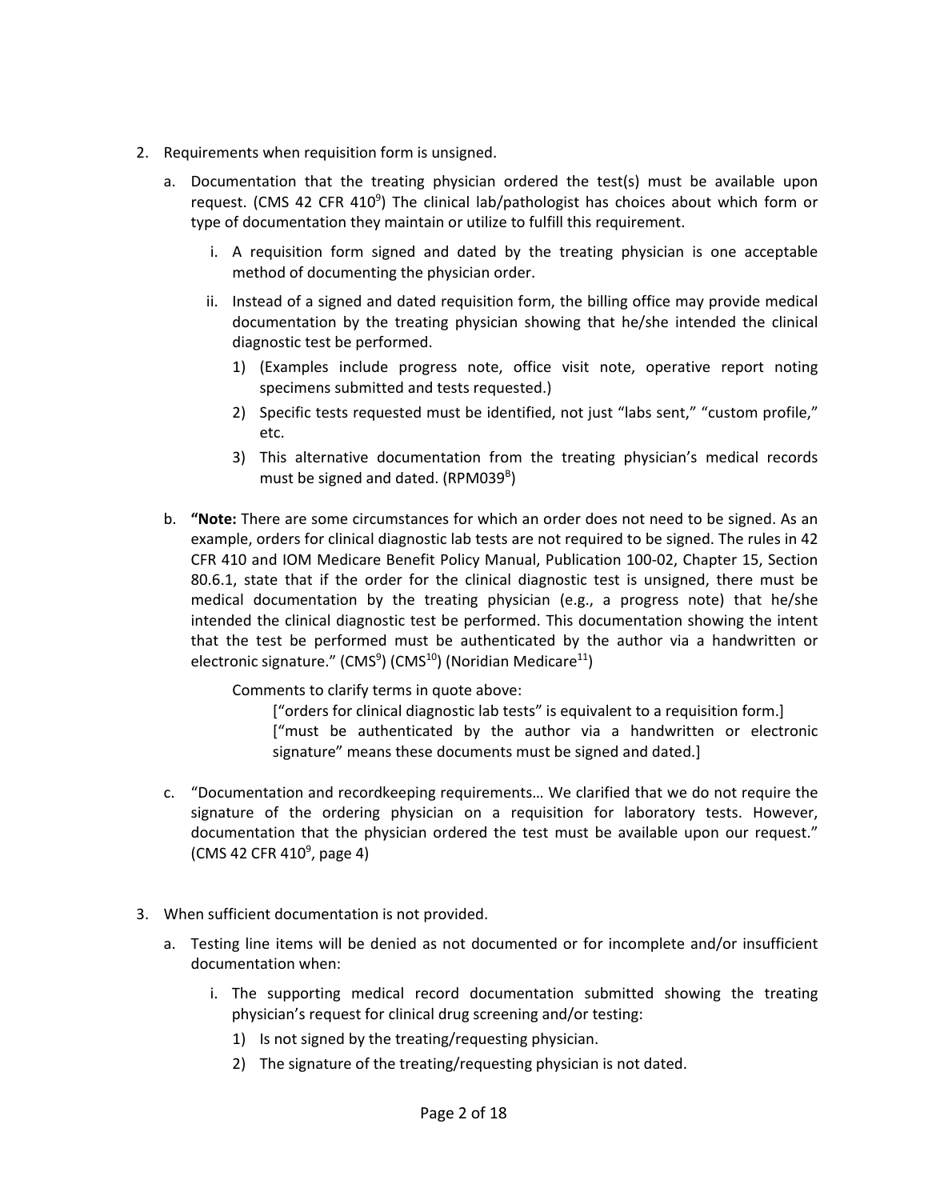2. Requirements when requisition form is unsigned.
    a. Documentation that the treating physician ordered the test(s) must be available upon request. (CMS 42 CFR 410[9]) The clinical lab/pathologist has choices about which form or type of documentation they maintain or utilize to fulfill this requirement.
        i. A requisition form signed and dated by the treating physician is one acceptable method of documenting the physician order.
        ii. Instead of a signed and dated requisition form, the billing office may provide medical documentation by the treating physician showing that he/she intended the clinical diagnostic test be performed.
            1) (Examples include progress note, office visit note, operative report noting specimens submitted and tests requested.)
            2) Specific tests requested must be identified, not just "labs sent," "custom profile," etc.
            3) This alternative documentation from the treating physician's medical records must be signed and dated. (RPM039[B])
    b. **"Note:** There are some circumstances for which an order does not need to be signed. As an example, orders for clinical diagnostic lab tests are not required to be signed. The rules in 42 CFR 410 and IOM Medicare Benefit Policy Manual, Publication 100-02, Chapter 15, Section 80.6.1, state that if the order for the clinical diagnostic test is unsigned, there must be medical documentation by the treating physician (e.g., a progress note) that he/she intended the clinical diagnostic test be performed. This documentation showing the intent that the test be performed must be authenticated by the author via a handwritten or electronic signature." (CMS[9]) (CMS[10]) (Noridian Medicare[11])

        Comments to clarify terms in quote above:

        ["orders for clinical diagnostic lab tests" is equivalent to a requisition form.]
        ["must be authenticated by the author via a handwritten or electronic signature" means these documents must be signed and dated.]
    c. "Documentation and recordkeeping requirements… We clarified that we do not require the signature of the ordering physician on a requisition for laboratory tests. However, documentation that the physician ordered the test must be available upon our request." (CMS 42 CFR 410[9], page 4)

3. When sufficient documentation is not provided.
    a. Testing line items will be denied as not documented or for incomplete and/or insufficient documentation when:
        i. The supporting medical record documentation submitted showing the treating physician's request for clinical drug screening and/or testing:
            1) Is not signed by the treating/requesting physician.
            2) The signature of the treating/requesting physician is not dated.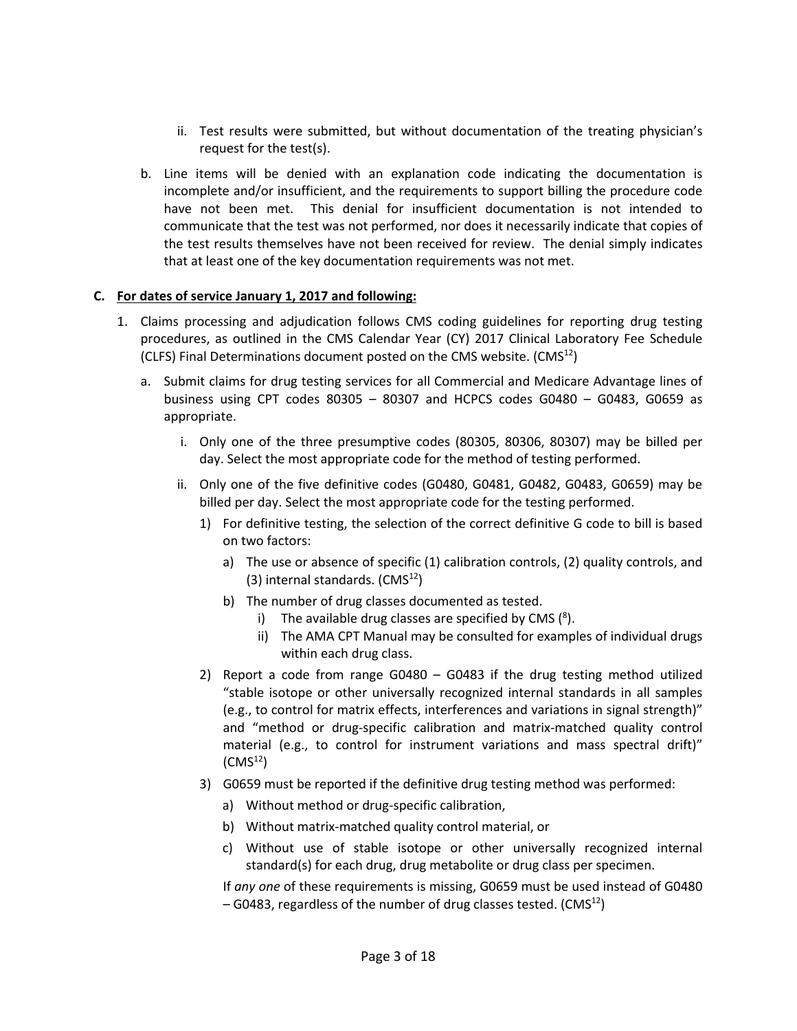ii. Test results were submitted, but without documentation of the treating physician's request for the test(s).

b. Line items will be denied with an explanation code indicating the documentation is incomplete and/or insufficient, and the requirements to support billing the procedure code have not been met. This denial for insufficient documentation is not intended to communicate that the test was not performed, nor does it necessarily indicate that copies of the test results themselves have not been received for review. The denial simply indicates that at least one of the key documentation requirements was not met.

**C. <u>For dates of service January 1, 2017 and following:</u>**

1. Claims processing and adjudication follows CMS coding guidelines for reporting drug testing procedures, as outlined in the CMS Calendar Year (CY) 2017 Clinical Laboratory Fee Schedule (CLFS) Final Determinations document posted on the CMS website. (CMS[12])

   a. Submit claims for drug testing services for all Commercial and Medicare Advantage lines of business using CPT codes 80305 – 80307 and HCPCS codes G0480 – G0483, G0659 as appropriate.

      i. Only one of the three presumptive codes (80305, 80306, 80307) may be billed per day. Select the most appropriate code for the method of testing performed.

      ii. Only one of the five definitive codes (G0480, G0481, G0482, G0483, G0659) may be billed per day. Select the most appropriate code for the testing performed.

         1) For definitive testing, the selection of the correct definitive G code to bill is based on two factors:

            a) The use or absence of specific (1) calibration controls, (2) quality controls, and (3) internal standards. (CMS[12])

            b) The number of drug classes documented as tested.

               i) The available drug classes are specified by CMS ([8]).

               ii) The AMA CPT Manual may be consulted for examples of individual drugs within each drug class.

         2) Report a code from range G0480 – G0483 if the drug testing method utilized "stable isotope or other universally recognized internal standards in all samples (e.g., to control for matrix effects, interferences and variations in signal strength)" and "method or drug-specific calibration and matrix-matched quality control material (e.g., to control for instrument variations and mass spectral drift)" (CMS[12])

         3) G0659 must be reported if the definitive drug testing method was performed:

            a) Without method or drug-specific calibration,

            b) Without matrix-matched quality control material, or

            c) Without use of stable isotope or other universally recognized internal standard(s) for each drug, drug metabolite or drug class per specimen.

            If *any one* of these requirements is missing, G0659 must be used instead of G0480 – G0483, regardless of the number of drug classes tested. (CMS[12])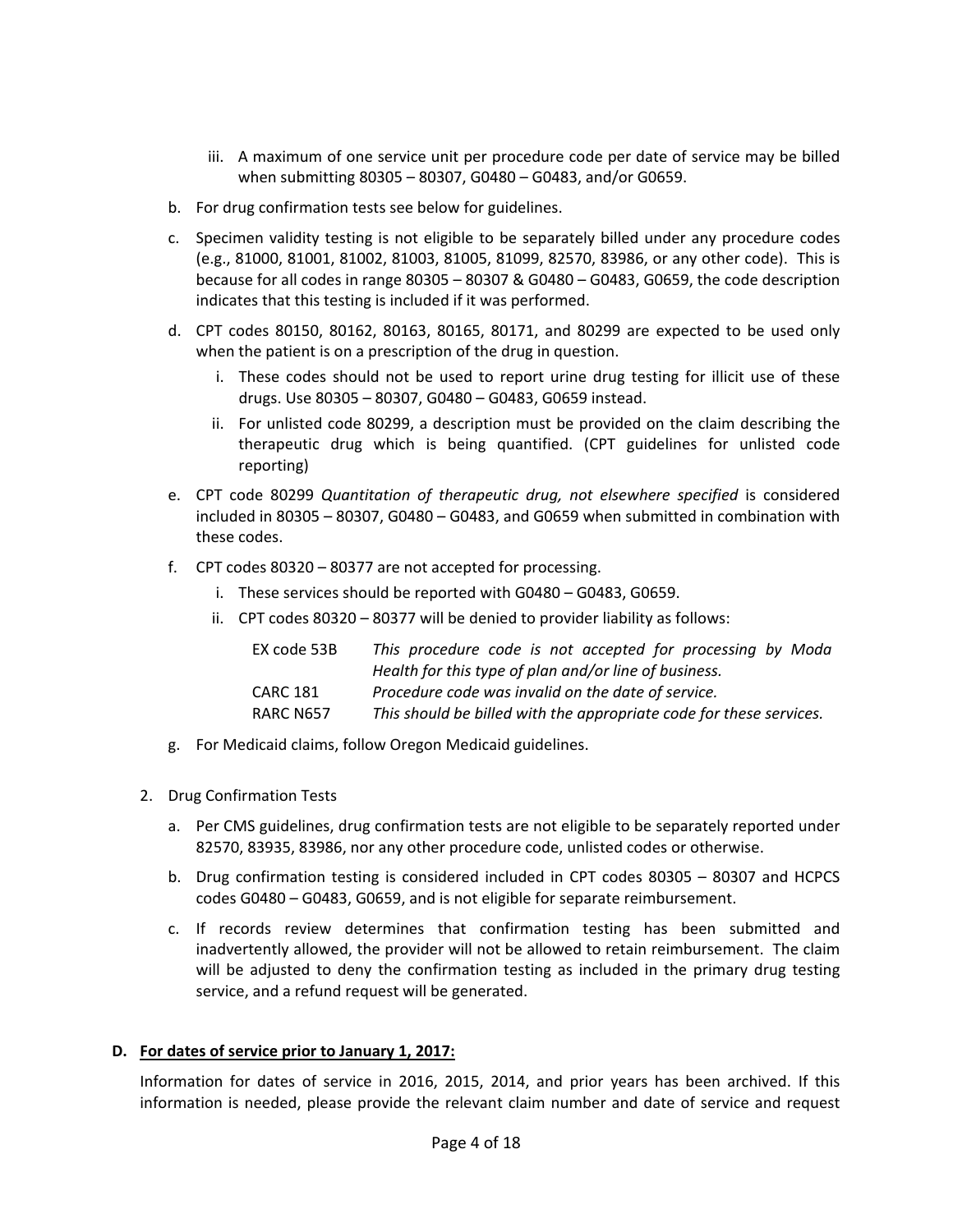iii. A maximum of one service unit per procedure code per date of service may be billed when submitting 80305 – 80307, G0480 – G0483, and/or G0659.

b. For drug confirmation tests see below for guidelines.

c. Specimen validity testing is not eligible to be separately billed under any procedure codes (e.g., 81000, 81001, 81002, 81003, 81005, 81099, 82570, 83986, or any other code). This is because for all codes in range 80305 – 80307 & G0480 – G0483, G0659, the code description indicates that this testing is included if it was performed.

d. CPT codes 80150, 80162, 80163, 80165, 80171, and 80299 are expected to be used only when the patient is on a prescription of the drug in question.

   i. These codes should not be used to report urine drug testing for illicit use of these drugs. Use 80305 – 80307, G0480 – G0483, G0659 instead.

   ii. For unlisted code 80299, a description must be provided on the claim describing the therapeutic drug which is being quantified. (CPT guidelines for unlisted code reporting)

e. CPT code 80299 *Quantitation of therapeutic drug, not elsewhere specified* is considered included in 80305 – 80307, G0480 – G0483, and G0659 when submitted in combination with these codes.

f. CPT codes 80320 – 80377 are not accepted for processing.

   i. These services should be reported with G0480 – G0483, G0659.

   ii. CPT codes 80320 – 80377 will be denied to provider liability as follows:

| | |
|---|---|
| EX code 53B | *This procedure code is not accepted for processing by Moda Health for this type of plan and/or line of business.* |
| CARC 181 | *Procedure code was invalid on the date of service.* |
| RARC N657 | *This should be billed with the appropriate code for these services.* |

g. For Medicaid claims, follow Oregon Medicaid guidelines.

2. Drug Confirmation Tests

   a. Per CMS guidelines, drug confirmation tests are not eligible to be separately reported under 82570, 83935, 83986, nor any other procedure code, unlisted codes or otherwise.

   b. Drug confirmation testing is considered included in CPT codes 80305 – 80307 and HCPCS codes G0480 – G0483, G0659, and is not eligible for separate reimbursement.

   c. If records review determines that confirmation testing has been submitted and inadvertently allowed, the provider will not be allowed to retain reimbursement. The claim will be adjusted to deny the confirmation testing as included in the primary drug testing service, and a refund request will be generated.

**D. <u>For dates of service prior to January 1, 2017:</u>**

Information for dates of service in 2016, 2015, 2014, and prior years has been archived. If this information is needed, please provide the relevant claim number and date of service and request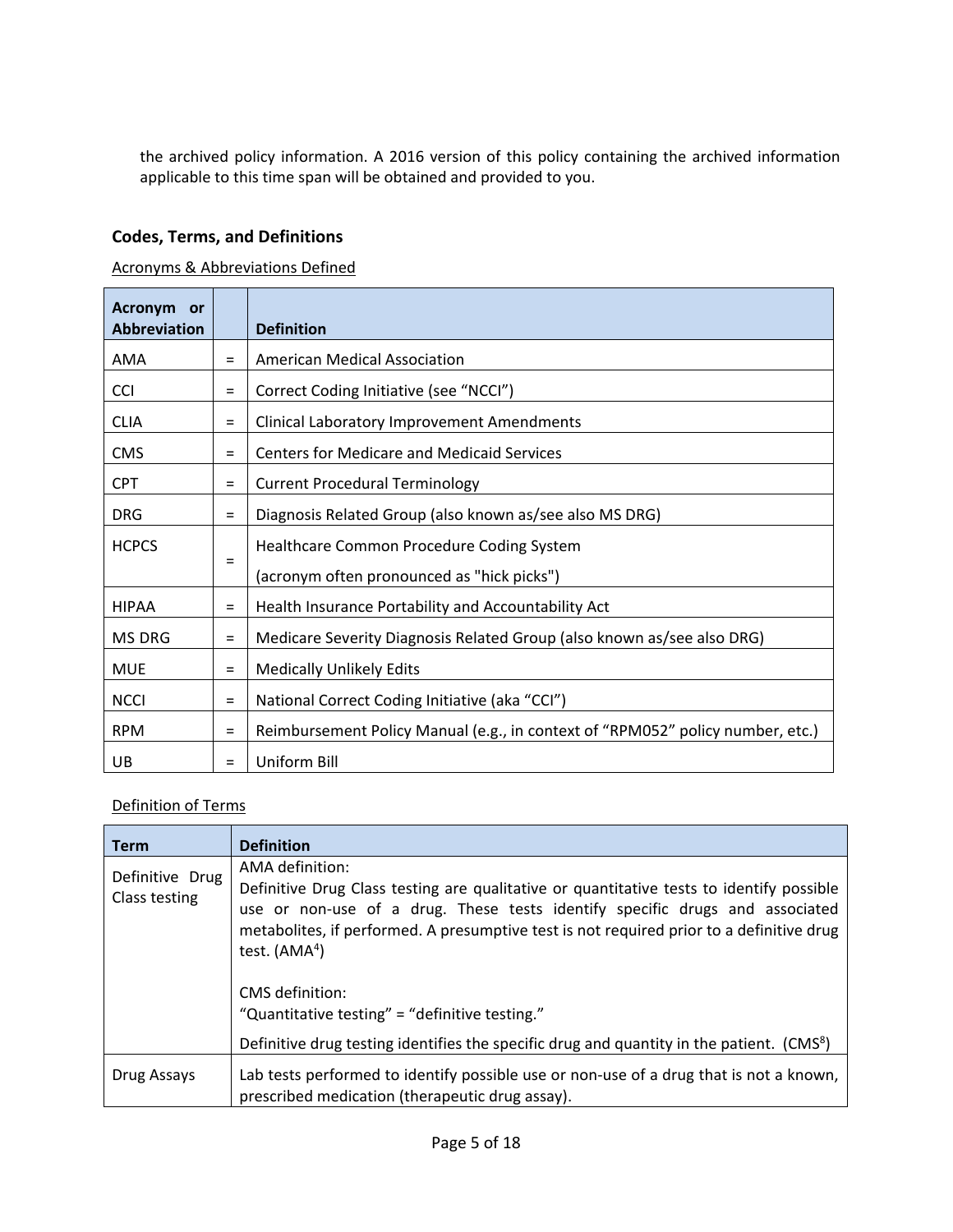the archived policy information. A 2016 version of this policy containing the archived information applicable to this time span will be obtained and provided to you.

## Codes, Terms, and Definitions

Acronyms & Abbreviations Defined

| Acronym or Abbreviation | | Definition |
|---|---|---|
| AMA | = | American Medical Association |
| CCI | = | Correct Coding Initiative (see "NCCI") |
| CLIA | = | Clinical Laboratory Improvement Amendments |
| CMS | = | Centers for Medicare and Medicaid Services |
| CPT | = | Current Procedural Terminology |
| DRG | = | Diagnosis Related Group (also known as/see also MS DRG) |
| HCPCS | = | Healthcare Common Procedure Coding System<br>(acronym often pronounced as "hick picks") |
| HIPAA | = | Health Insurance Portability and Accountability Act |
| MS DRG | = | Medicare Severity Diagnosis Related Group (also known as/see also DRG) |
| MUE | = | Medically Unlikely Edits |
| NCCI | = | National Correct Coding Initiative (aka "CCI") |
| RPM | = | Reimbursement Policy Manual (e.g., in context of "RPM052" policy number, etc.) |
| UB | = | Uniform Bill |

Definition of Terms

| Term | Definition |
|---|---|
| Definitive Drug Class testing | AMA definition:<br>Definitive Drug Class testing are qualitative or quantitative tests to identify possible use or non-use of a drug. These tests identify specific drugs and associated metabolites, if performed. A presumptive test is not required prior to a definitive drug test. (AMA[4])<br><br>CMS definition:<br>"Quantitative testing" = "definitive testing."<br>Definitive drug testing identifies the specific drug and quantity in the patient. (CMS[8]) |
| Drug Assays | Lab tests performed to identify possible use or non-use of a drug that is not a known, prescribed medication (therapeutic drug assay). |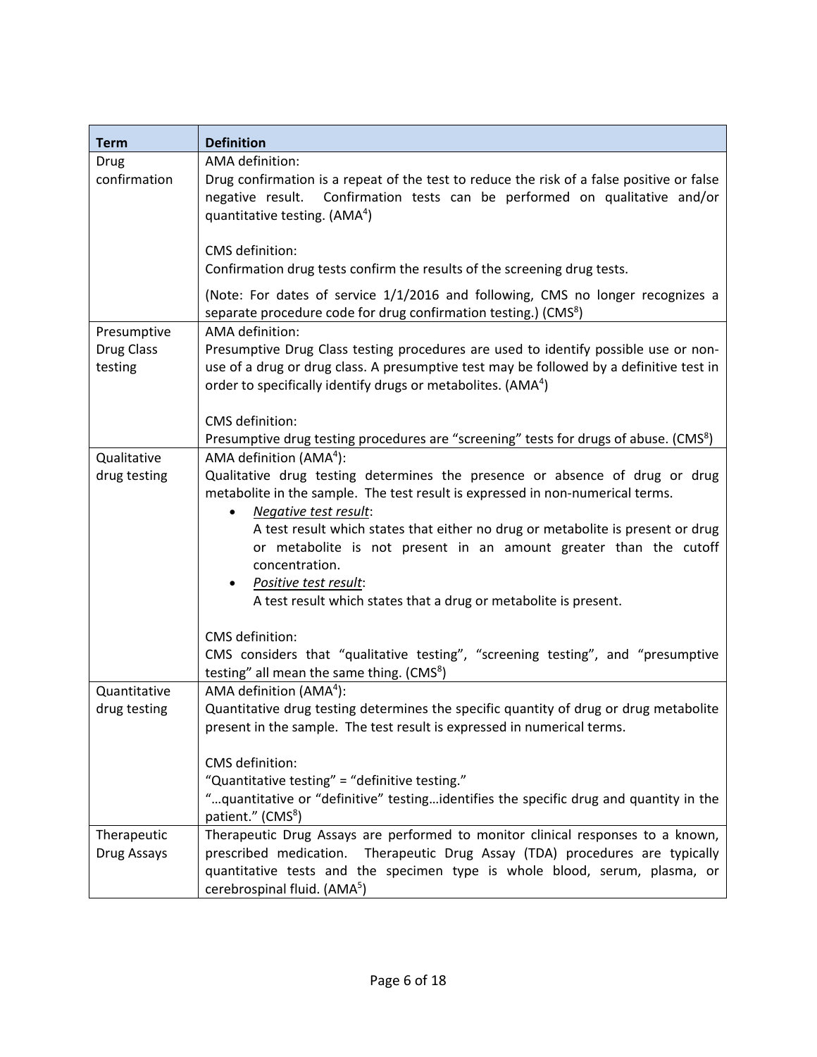| Term | Definition |
|---|---|
| Drug confirmation | AMA definition:<br>Drug confirmation is a repeat of the test to reduce the risk of a false positive or false negative result. Confirmation tests can be performed on qualitative and/or quantitative testing. (AMA[4])<br><br>CMS definition:<br>Confirmation drug tests confirm the results of the screening drug tests.<br><br>(Note: For dates of service 1/1/2016 and following, CMS no longer recognizes a separate procedure code for drug confirmation testing.) (CMS[8]) |
| Presumptive Drug Class testing | AMA definition:<br>Presumptive Drug Class testing procedures are used to identify possible use or non-use of a drug or drug class. A presumptive test may be followed by a definitive test in order to specifically identify drugs or metabolites. (AMA[4])<br><br>CMS definition:<br>Presumptive drug testing procedures are "screening" tests for drugs of abuse. (CMS[8]) |
| Qualitative drug testing | AMA definition (AMA[4]):<br>Qualitative drug testing determines the presence or absence of drug or drug metabolite in the sample. The test result is expressed in non-numerical terms.<br>• *Negative test result*:<br>A test result which states that either no drug or metabolite is present or drug or metabolite is not present in an amount greater than the cutoff concentration.<br>• *Positive test result*:<br>A test result which states that a drug or metabolite is present.<br><br>CMS definition:<br>CMS considers that "qualitative testing", "screening testing", and "presumptive testing" all mean the same thing. (CMS[8]) |
| Quantitative drug testing | AMA definition (AMA[4]):<br>Quantitative drug testing determines the specific quantity of drug or drug metabolite present in the sample. The test result is expressed in numerical terms.<br><br>CMS definition:<br>"Quantitative testing" = "definitive testing."<br>"…quantitative or "definitive" testing…identifies the specific drug and quantity in the patient." (CMS[8]) |
| Therapeutic Drug Assays | Therapeutic Drug Assays are performed to monitor clinical responses to a known, prescribed medication. Therapeutic Drug Assay (TDA) procedures are typically quantitative tests and the specimen type is whole blood, serum, plasma, or cerebrospinal fluid. (AMA[5]) |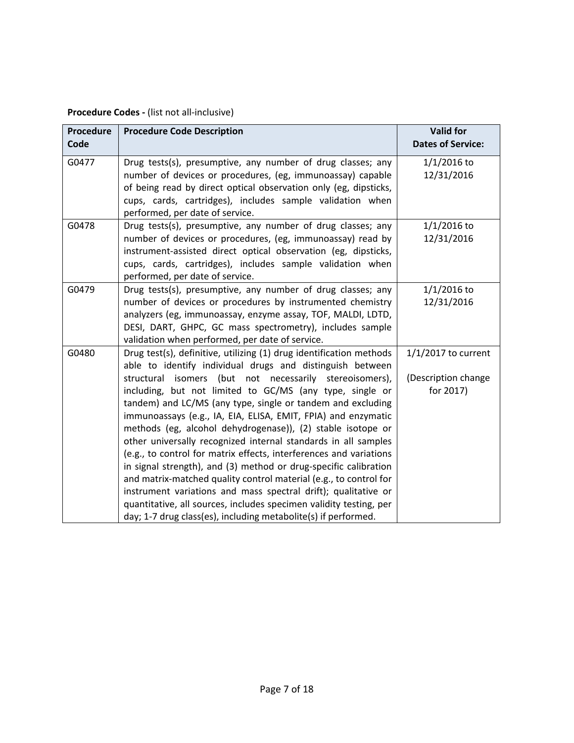**Procedure Codes -** (list not all-inclusive)

| Procedure Code | Procedure Code Description | Valid for Dates of Service: |
|---|---|---|
| G0477 | Drug tests(s), presumptive, any number of drug classes; any number of devices or procedures, (eg, immunoassay) capable of being read by direct optical observation only (eg, dipsticks, cups, cards, cartridges), includes sample validation when performed, per date of service. | 1/1/2016 to 12/31/2016 |
| G0478 | Drug tests(s), presumptive, any number of drug classes; any number of devices or procedures, (eg, immunoassay) read by instrument-assisted direct optical observation (eg, dipsticks, cups, cards, cartridges), includes sample validation when performed, per date of service. | 1/1/2016 to 12/31/2016 |
| G0479 | Drug tests(s), presumptive, any number of drug classes; any number of devices or procedures by instrumented chemistry analyzers (eg, immunoassay, enzyme assay, TOF, MALDI, LDTD, DESI, DART, GHPC, GC mass spectrometry), includes sample validation when performed, per date of service. | 1/1/2016 to 12/31/2016 |
| G0480 | Drug test(s), definitive, utilizing (1) drug identification methods able to identify individual drugs and distinguish between structural isomers (but not necessarily stereoisomers), including, but not limited to GC/MS (any type, single or tandem) and LC/MS (any type, single or tandem and excluding immunoassays (e.g., IA, EIA, ELISA, EMIT, FPIA) and enzymatic methods (eg, alcohol dehydrogenase)), (2) stable isotope or other universally recognized internal standards in all samples (e.g., to control for matrix effects, interferences and variations in signal strength), and (3) method or drug-specific calibration and matrix-matched quality control material (e.g., to control for instrument variations and mass spectral drift); qualitative or quantitative, all sources, includes specimen validity testing, per day; 1-7 drug class(es), including metabolite(s) if performed. | 1/1/2017 to current (Description change for 2017) |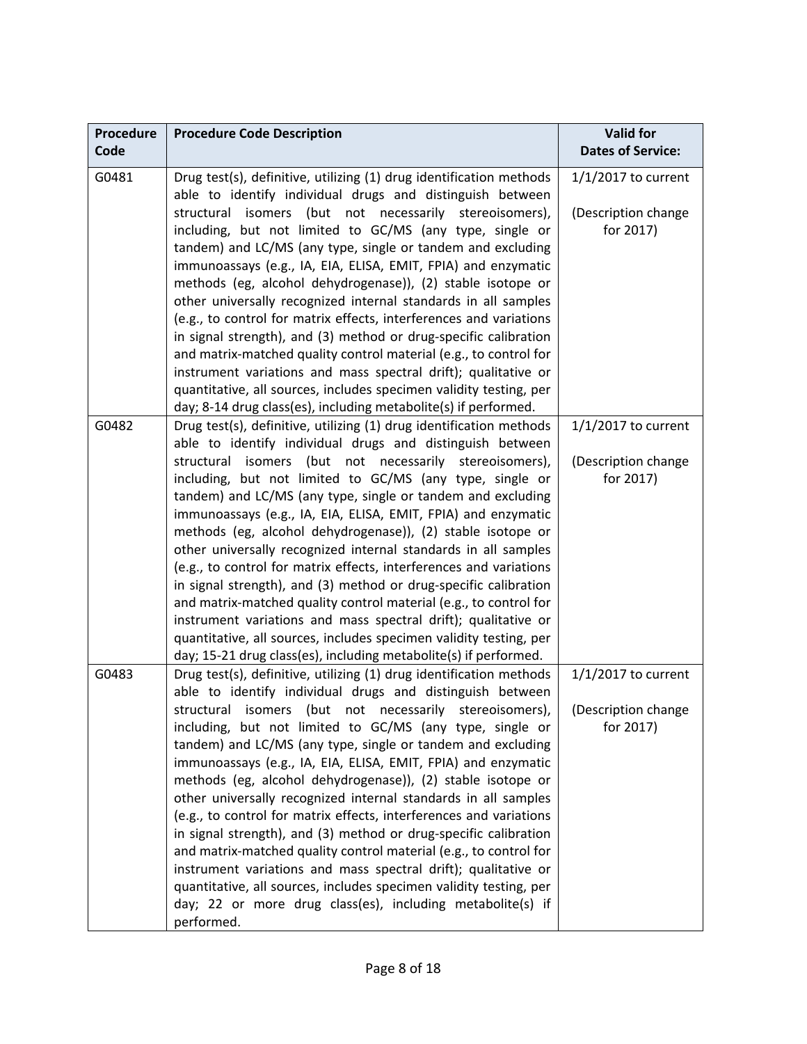| Procedure Code | Procedure Code Description | Valid for Dates of Service: |
|---|---|---|
| G0481 | Drug test(s), definitive, utilizing (1) drug identification methods able to identify individual drugs and distinguish between structural isomers (but not necessarily stereoisomers), including, but not limited to GC/MS (any type, single or tandem) and LC/MS (any type, single or tandem and excluding immunoassays (e.g., IA, EIA, ELISA, EMIT, FPIA) and enzymatic methods (eg, alcohol dehydrogenase)), (2) stable isotope or other universally recognized internal standards in all samples (e.g., to control for matrix effects, interferences and variations in signal strength), and (3) method or drug-specific calibration and matrix-matched quality control material (e.g., to control for instrument variations and mass spectral drift); qualitative or quantitative, all sources, includes specimen validity testing, per day; 8-14 drug class(es), including metabolite(s) if performed. | 1/1/2017 to current<br><br>(Description change for 2017) |
| G0482 | Drug test(s), definitive, utilizing (1) drug identification methods able to identify individual drugs and distinguish between structural isomers (but not necessarily stereoisomers), including, but not limited to GC/MS (any type, single or tandem) and LC/MS (any type, single or tandem and excluding immunoassays (e.g., IA, EIA, ELISA, EMIT, FPIA) and enzymatic methods (eg, alcohol dehydrogenase)), (2) stable isotope or other universally recognized internal standards in all samples (e.g., to control for matrix effects, interferences and variations in signal strength), and (3) method or drug-specific calibration and matrix-matched quality control material (e.g., to control for instrument variations and mass spectral drift); qualitative or quantitative, all sources, includes specimen validity testing, per day; 15-21 drug class(es), including metabolite(s) if performed. | 1/1/2017 to current<br><br>(Description change for 2017) |
| G0483 | Drug test(s), definitive, utilizing (1) drug identification methods able to identify individual drugs and distinguish between structural isomers (but not necessarily stereoisomers), including, but not limited to GC/MS (any type, single or tandem) and LC/MS (any type, single or tandem and excluding immunoassays (e.g., IA, EIA, ELISA, EMIT, FPIA) and enzymatic methods (eg, alcohol dehydrogenase)), (2) stable isotope or other universally recognized internal standards in all samples (e.g., to control for matrix effects, interferences and variations in signal strength), and (3) method or drug-specific calibration and matrix-matched quality control material (e.g., to control for instrument variations and mass spectral drift); qualitative or quantitative, all sources, includes specimen validity testing, per day; 22 or more drug class(es), including metabolite(s) if performed. | 1/1/2017 to current<br><br>(Description change for 2017) |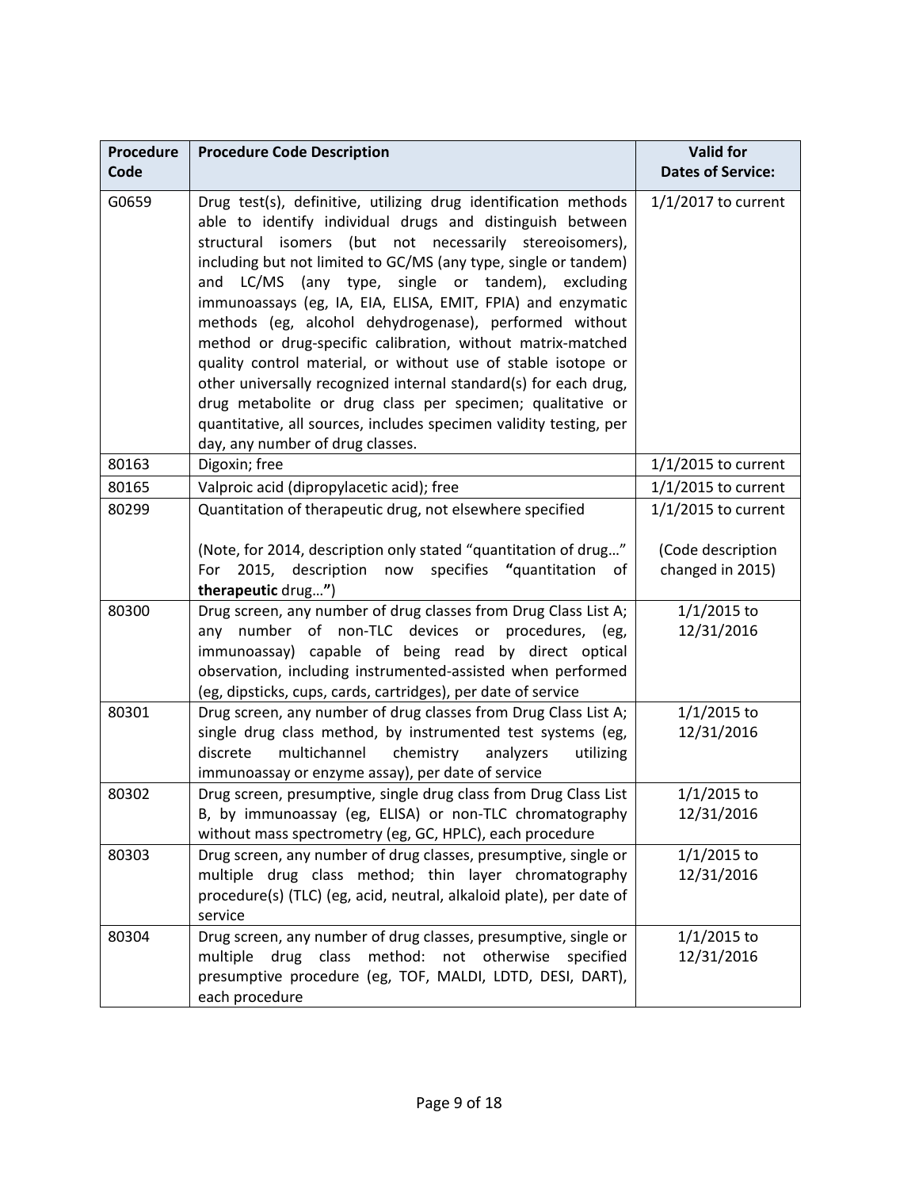| Procedure Code | Procedure Code Description | Valid for Dates of Service: |
|---|---|---|
| G0659 | Drug test(s), definitive, utilizing drug identification methods able to identify individual drugs and distinguish between structural isomers (but not necessarily stereoisomers), including but not limited to GC/MS (any type, single or tandem) and LC/MS (any type, single or tandem), excluding immunoassays (eg, IA, EIA, ELISA, EMIT, FPIA) and enzymatic methods (eg, alcohol dehydrogenase), performed without method or drug-specific calibration, without matrix-matched quality control material, or without use of stable isotope or other universally recognized internal standard(s) for each drug, drug metabolite or drug class per specimen; qualitative or quantitative, all sources, includes specimen validity testing, per day, any number of drug classes. | 1/1/2017 to current |
| 80163 | Digoxin; free | 1/1/2015 to current |
| 80165 | Valproic acid (dipropylacetic acid); free | 1/1/2015 to current |
| 80299 | Quantitation of therapeutic drug, not elsewhere specified<br><br>(Note, for 2014, description only stated "quantitation of drug…" For 2015, description now specifies **"**quantitation of **therapeutic** drug…**"**) | 1/1/2015 to current<br><br>(Code description changed in 2015) |
| 80300 | Drug screen, any number of drug classes from Drug Class List A; any number of non-TLC devices or procedures, (eg, immunoassay) capable of being read by direct optical observation, including instrumented-assisted when performed (eg, dipsticks, cups, cards, cartridges), per date of service | 1/1/2015 to 12/31/2016 |
| 80301 | Drug screen, any number of drug classes from Drug Class List A; single drug class method, by instrumented test systems (eg, discrete multichannel chemistry analyzers utilizing immunoassay or enzyme assay), per date of service | 1/1/2015 to 12/31/2016 |
| 80302 | Drug screen, presumptive, single drug class from Drug Class List B, by immunoassay (eg, ELISA) or non-TLC chromatography without mass spectrometry (eg, GC, HPLC), each procedure | 1/1/2015 to 12/31/2016 |
| 80303 | Drug screen, any number of drug classes, presumptive, single or multiple drug class method; thin layer chromatography procedure(s) (TLC) (eg, acid, neutral, alkaloid plate), per date of service | 1/1/2015 to 12/31/2016 |
| 80304 | Drug screen, any number of drug classes, presumptive, single or multiple drug class method: not otherwise specified presumptive procedure (eg, TOF, MALDI, LDTD, DESI, DART), each procedure | 1/1/2015 to 12/31/2016 |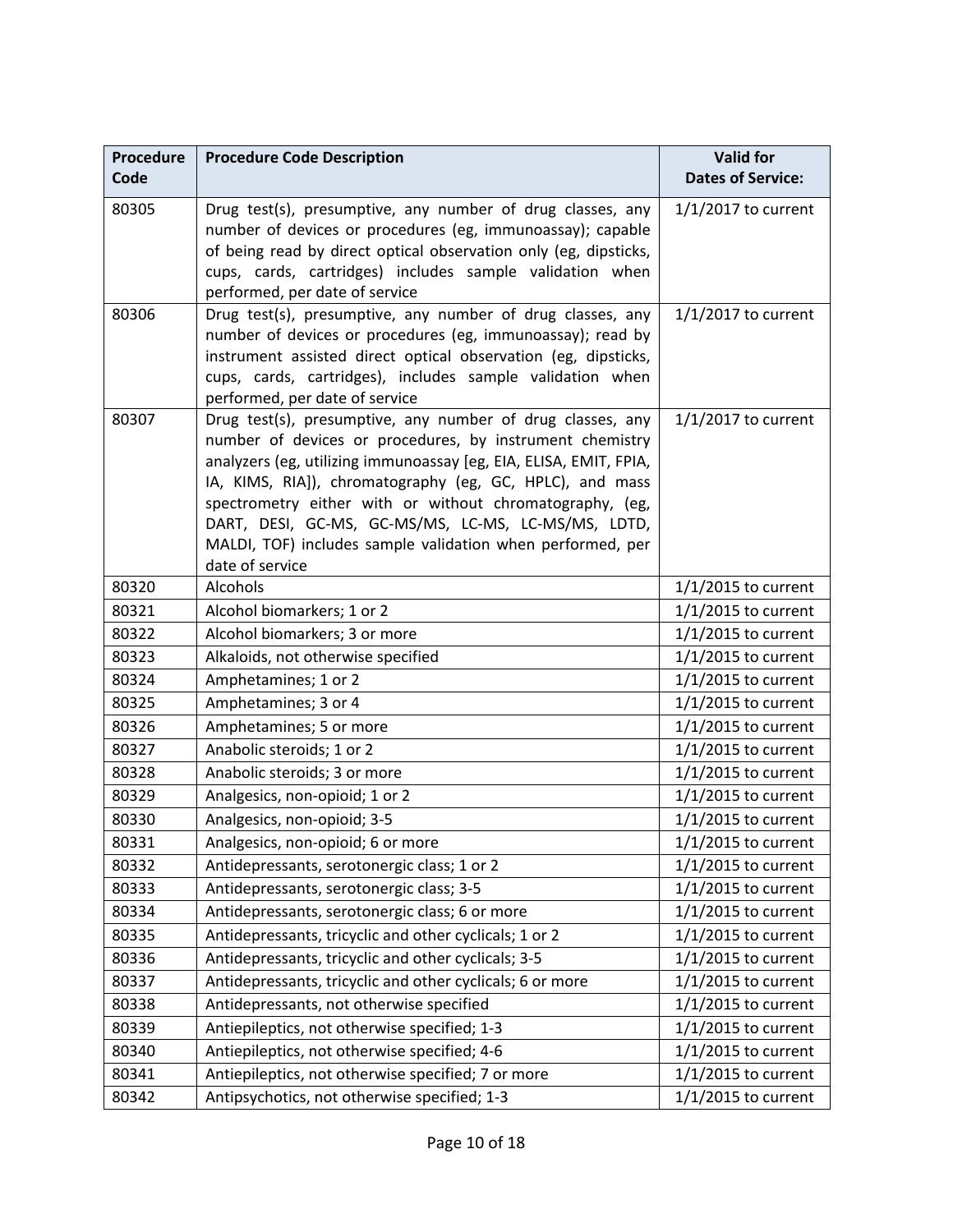| Procedure Code | Procedure Code Description | Valid for Dates of Service: |
|---|---|---|
| 80305 | Drug test(s), presumptive, any number of drug classes, any number of devices or procedures (eg, immunoassay); capable of being read by direct optical observation only (eg, dipsticks, cups, cards, cartridges) includes sample validation when performed, per date of service | 1/1/2017 to current |
| 80306 | Drug test(s), presumptive, any number of drug classes, any number of devices or procedures (eg, immunoassay); read by instrument assisted direct optical observation (eg, dipsticks, cups, cards, cartridges), includes sample validation when performed, per date of service | 1/1/2017 to current |
| 80307 | Drug test(s), presumptive, any number of drug classes, any number of devices or procedures, by instrument chemistry analyzers (eg, utilizing immunoassay [eg, EIA, ELISA, EMIT, FPIA, IA, KIMS, RIA]), chromatography (eg, GC, HPLC), and mass spectrometry either with or without chromatography, (eg, DART, DESI, GC-MS, GC-MS/MS, LC-MS, LC-MS/MS, LDTD, MALDI, TOF) includes sample validation when performed, per date of service | 1/1/2017 to current |
| 80320 | Alcohols | 1/1/2015 to current |
| 80321 | Alcohol biomarkers; 1 or 2 | 1/1/2015 to current |
| 80322 | Alcohol biomarkers; 3 or more | 1/1/2015 to current |
| 80323 | Alkaloids, not otherwise specified | 1/1/2015 to current |
| 80324 | Amphetamines; 1 or 2 | 1/1/2015 to current |
| 80325 | Amphetamines; 3 or 4 | 1/1/2015 to current |
| 80326 | Amphetamines; 5 or more | 1/1/2015 to current |
| 80327 | Anabolic steroids; 1 or 2 | 1/1/2015 to current |
| 80328 | Anabolic steroids; 3 or more | 1/1/2015 to current |
| 80329 | Analgesics, non-opioid; 1 or 2 | 1/1/2015 to current |
| 80330 | Analgesics, non-opioid; 3-5 | 1/1/2015 to current |
| 80331 | Analgesics, non-opioid; 6 or more | 1/1/2015 to current |
| 80332 | Antidepressants, serotonergic class; 1 or 2 | 1/1/2015 to current |
| 80333 | Antidepressants, serotonergic class; 3-5 | 1/1/2015 to current |
| 80334 | Antidepressants, serotonergic class; 6 or more | 1/1/2015 to current |
| 80335 | Antidepressants, tricyclic and other cyclicals; 1 or 2 | 1/1/2015 to current |
| 80336 | Antidepressants, tricyclic and other cyclicals; 3-5 | 1/1/2015 to current |
| 80337 | Antidepressants, tricyclic and other cyclicals; 6 or more | 1/1/2015 to current |
| 80338 | Antidepressants, not otherwise specified | 1/1/2015 to current |
| 80339 | Antiepileptics, not otherwise specified; 1-3 | 1/1/2015 to current |
| 80340 | Antiepileptics, not otherwise specified; 4-6 | 1/1/2015 to current |
| 80341 | Antiepileptics, not otherwise specified; 7 or more | 1/1/2015 to current |
| 80342 | Antipsychotics, not otherwise specified; 1-3 | 1/1/2015 to current |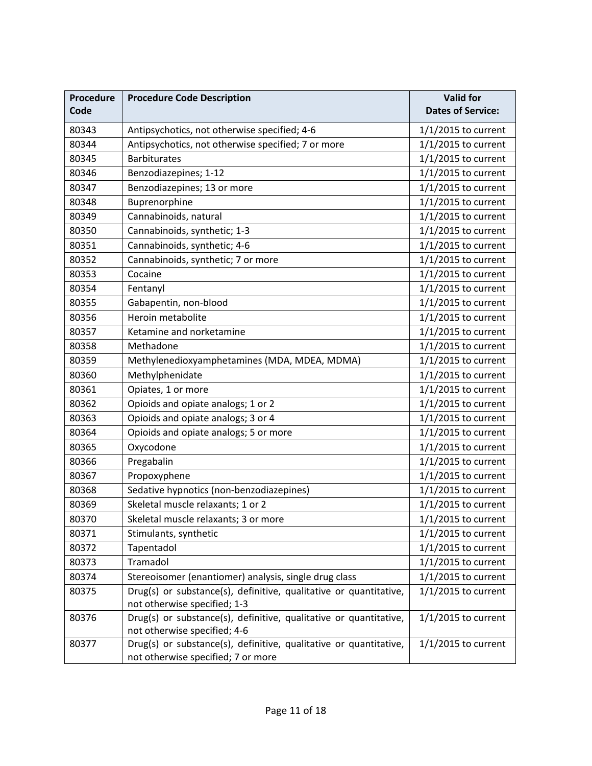| Procedure Code | Procedure Code Description | Valid for Dates of Service: |
|---|---|---|
| 80343 | Antipsychotics, not otherwise specified; 4-6 | 1/1/2015 to current |
| 80344 | Antipsychotics, not otherwise specified; 7 or more | 1/1/2015 to current |
| 80345 | Barbiturates | 1/1/2015 to current |
| 80346 | Benzodiazepines; 1-12 | 1/1/2015 to current |
| 80347 | Benzodiazepines; 13 or more | 1/1/2015 to current |
| 80348 | Buprenorphine | 1/1/2015 to current |
| 80349 | Cannabinoids, natural | 1/1/2015 to current |
| 80350 | Cannabinoids, synthetic; 1-3 | 1/1/2015 to current |
| 80351 | Cannabinoids, synthetic; 4-6 | 1/1/2015 to current |
| 80352 | Cannabinoids, synthetic; 7 or more | 1/1/2015 to current |
| 80353 | Cocaine | 1/1/2015 to current |
| 80354 | Fentanyl | 1/1/2015 to current |
| 80355 | Gabapentin, non-blood | 1/1/2015 to current |
| 80356 | Heroin metabolite | 1/1/2015 to current |
| 80357 | Ketamine and norketamine | 1/1/2015 to current |
| 80358 | Methadone | 1/1/2015 to current |
| 80359 | Methylenedioxyamphetamines (MDA, MDEA, MDMA) | 1/1/2015 to current |
| 80360 | Methylphenidate | 1/1/2015 to current |
| 80361 | Opiates, 1 or more | 1/1/2015 to current |
| 80362 | Opioids and opiate analogs; 1 or 2 | 1/1/2015 to current |
| 80363 | Opioids and opiate analogs; 3 or 4 | 1/1/2015 to current |
| 80364 | Opioids and opiate analogs; 5 or more | 1/1/2015 to current |
| 80365 | Oxycodone | 1/1/2015 to current |
| 80366 | Pregabalin | 1/1/2015 to current |
| 80367 | Propoxyphene | 1/1/2015 to current |
| 80368 | Sedative hypnotics (non-benzodiazepines) | 1/1/2015 to current |
| 80369 | Skeletal muscle relaxants; 1 or 2 | 1/1/2015 to current |
| 80370 | Skeletal muscle relaxants; 3 or more | 1/1/2015 to current |
| 80371 | Stimulants, synthetic | 1/1/2015 to current |
| 80372 | Tapentadol | 1/1/2015 to current |
| 80373 | Tramadol | 1/1/2015 to current |
| 80374 | Stereoisomer (enantiomer) analysis, single drug class | 1/1/2015 to current |
| 80375 | Drug(s) or substance(s), definitive, qualitative or quantitative, not otherwise specified; 1-3 | 1/1/2015 to current |
| 80376 | Drug(s) or substance(s), definitive, qualitative or quantitative, not otherwise specified; 4-6 | 1/1/2015 to current |
| 80377 | Drug(s) or substance(s), definitive, qualitative or quantitative, not otherwise specified; 7 or more | 1/1/2015 to current |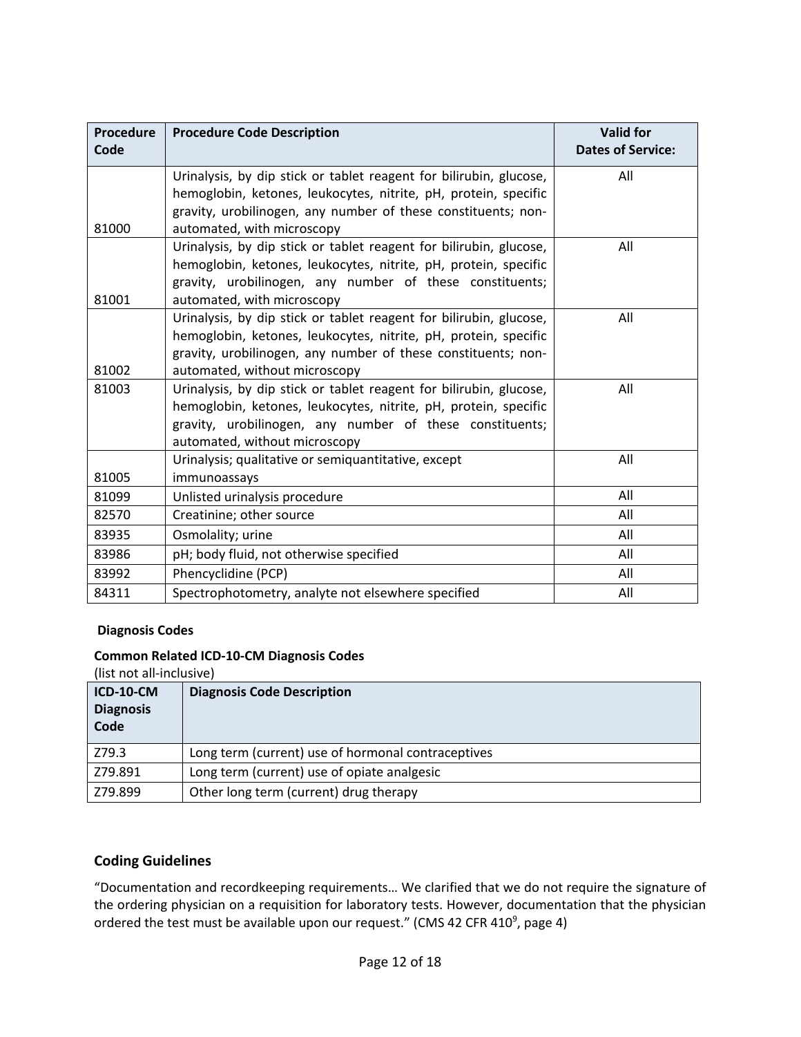| Procedure Code | Procedure Code Description | Valid for Dates of Service: |
|---|---|---|
| 81000 | Urinalysis, by dip stick or tablet reagent for bilirubin, glucose, hemoglobin, ketones, leukocytes, nitrite, pH, protein, specific gravity, urobilinogen, any number of these constituents; non-automated, with microscopy | All |
| 81001 | Urinalysis, by dip stick or tablet reagent for bilirubin, glucose, hemoglobin, ketones, leukocytes, nitrite, pH, protein, specific gravity, urobilinogen, any number of these constituents; automated, with microscopy | All |
| 81002 | Urinalysis, by dip stick or tablet reagent for bilirubin, glucose, hemoglobin, ketones, leukocytes, nitrite, pH, protein, specific gravity, urobilinogen, any number of these constituents; non-automated, without microscopy | All |
| 81003 | Urinalysis, by dip stick or tablet reagent for bilirubin, glucose, hemoglobin, ketones, leukocytes, nitrite, pH, protein, specific gravity, urobilinogen, any number of these constituents; automated, without microscopy | All |
| 81005 | Urinalysis; qualitative or semiquantitative, except immunoassays | All |
| 81099 | Unlisted urinalysis procedure | All |
| 82570 | Creatinine; other source | All |
| 83935 | Osmolality; urine | All |
| 83986 | pH; body fluid, not otherwise specified | All |
| 83992 | Phencyclidine (PCP) | All |
| 84311 | Spectrophotometry, analyte not elsewhere specified | All |

**Diagnosis Codes**

**Common Related ICD-10-CM Diagnosis Codes**

(list not all-inclusive)

| ICD-10-CM Diagnosis Code | Diagnosis Code Description |
|---|---|
| Z79.3 | Long term (current) use of hormonal contraceptives |
| Z79.891 | Long term (current) use of opiate analgesic |
| Z79.899 | Other long term (current) drug therapy |

## Coding Guidelines

"Documentation and recordkeeping requirements… We clarified that we do not require the signature of the ordering physician on a requisition for laboratory tests. However, documentation that the physician ordered the test must be available upon our request." (CMS 42 CFR 410[9], page 4)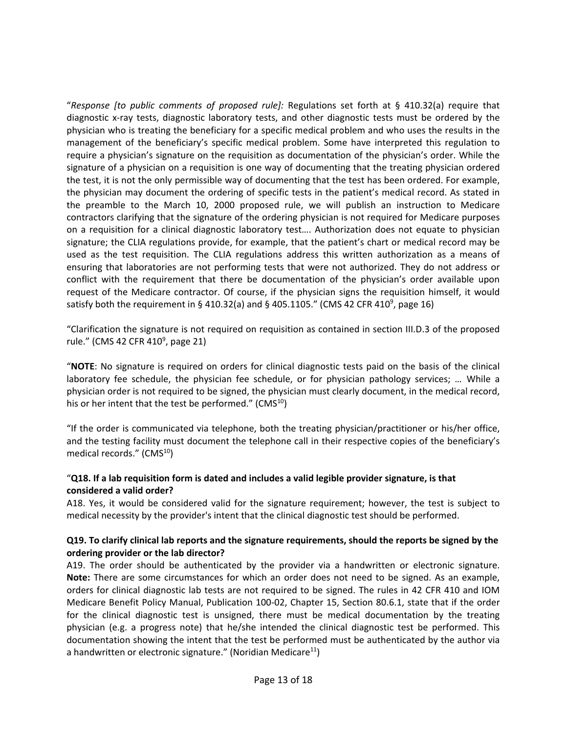"*Response [to public comments of proposed rule]:* Regulations set forth at § 410.32(a) require that diagnostic x-ray tests, diagnostic laboratory tests, and other diagnostic tests must be ordered by the physician who is treating the beneficiary for a specific medical problem and who uses the results in the management of the beneficiary's specific medical problem. Some have interpreted this regulation to require a physician's signature on the requisition as documentation of the physician's order. While the signature of a physician on a requisition is one way of documenting that the treating physician ordered the test, it is not the only permissible way of documenting that the test has been ordered. For example, the physician may document the ordering of specific tests in the patient's medical record. As stated in the preamble to the March 10, 2000 proposed rule, we will publish an instruction to Medicare contractors clarifying that the signature of the ordering physician is not required for Medicare purposes on a requisition for a clinical diagnostic laboratory test…. Authorization does not equate to physician signature; the CLIA regulations provide, for example, that the patient's chart or medical record may be used as the test requisition. The CLIA regulations address this written authorization as a means of ensuring that laboratories are not performing tests that were not authorized. They do not address or conflict with the requirement that there be documentation of the physician's order available upon request of the Medicare contractor. Of course, if the physician signs the requisition himself, it would satisfy both the requirement in § 410.32(a) and § 405.1105." (CMS 42 CFR 410[9], page 16)

"Clarification the signature is not required on requisition as contained in section III.D.3 of the proposed rule." (CMS 42 CFR 410[9], page 21)

"**NOTE**: No signature is required on orders for clinical diagnostic tests paid on the basis of the clinical laboratory fee schedule, the physician fee schedule, or for physician pathology services; … While a physician order is not required to be signed, the physician must clearly document, in the medical record, his or her intent that the test be performed." (CMS[10])

"If the order is communicated via telephone, both the treating physician/practitioner or his/her office, and the testing facility must document the telephone call in their respective copies of the beneficiary's medical records." (CMS[10])

"**Q18. If a lab requisition form is dated and includes a valid legible provider signature, is that considered a valid order?**

A18. Yes, it would be considered valid for the signature requirement; however, the test is subject to medical necessity by the provider's intent that the clinical diagnostic test should be performed.

**Q19. To clarify clinical lab reports and the signature requirements, should the reports be signed by the ordering provider or the lab director?**

A19. The order should be authenticated by the provider via a handwritten or electronic signature. **Note:** There are some circumstances for which an order does not need to be signed. As an example, orders for clinical diagnostic lab tests are not required to be signed. The rules in 42 CFR 410 and IOM Medicare Benefit Policy Manual, Publication 100-02, Chapter 15, Section 80.6.1, state that if the order for the clinical diagnostic test is unsigned, there must be medical documentation by the treating physician (e.g. a progress note) that he/she intended the clinical diagnostic test be performed. This documentation showing the intent that the test be performed must be authenticated by the author via a handwritten or electronic signature." (Noridian Medicare[11])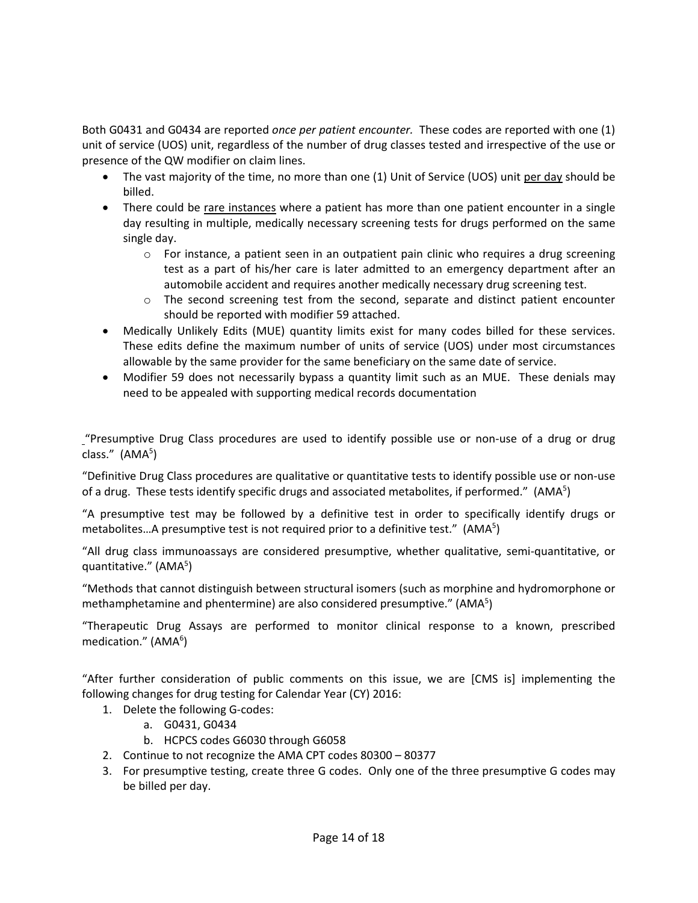Both G0431 and G0434 are reported *once per patient encounter.* These codes are reported with one (1) unit of service (UOS) unit, regardless of the number of drug classes tested and irrespective of the use or presence of the QW modifier on claim lines.

- The vast majority of the time, no more than one (1) Unit of Service (UOS) unit per day should be billed.
- There could be rare instances where a patient has more than one patient encounter in a single day resulting in multiple, medically necessary screening tests for drugs performed on the same single day.
  - For instance, a patient seen in an outpatient pain clinic who requires a drug screening test as a part of his/her care is later admitted to an emergency department after an automobile accident and requires another medically necessary drug screening test.
  - The second screening test from the second, separate and distinct patient encounter should be reported with modifier 59 attached.
- Medically Unlikely Edits (MUE) quantity limits exist for many codes billed for these services. These edits define the maximum number of units of service (UOS) under most circumstances allowable by the same provider for the same beneficiary on the same date of service.
- Modifier 59 does not necessarily bypass a quantity limit such as an MUE. These denials may need to be appealed with supporting medical records documentation

"Presumptive Drug Class procedures are used to identify possible use or non-use of a drug or drug class." (AMA[5])

"Definitive Drug Class procedures are qualitative or quantitative tests to identify possible use or non-use of a drug. These tests identify specific drugs and associated metabolites, if performed." (AMA[5])

"A presumptive test may be followed by a definitive test in order to specifically identify drugs or metabolites…A presumptive test is not required prior to a definitive test." (AMA[5])

"All drug class immunoassays are considered presumptive, whether qualitative, semi-quantitative, or quantitative." (AMA[5])

"Methods that cannot distinguish between structural isomers (such as morphine and hydromorphone or methamphetamine and phentermine) are also considered presumptive." (AMA[5])

"Therapeutic Drug Assays are performed to monitor clinical response to a known, prescribed medication." (AMA[6])

"After further consideration of public comments on this issue, we are [CMS is] implementing the following changes for drug testing for Calendar Year (CY) 2016:

1. Delete the following G-codes:
   a. G0431, G0434
   b. HCPCS codes G6030 through G6058
2. Continue to not recognize the AMA CPT codes 80300 – 80377
3. For presumptive testing, create three G codes. Only one of the three presumptive G codes may be billed per day.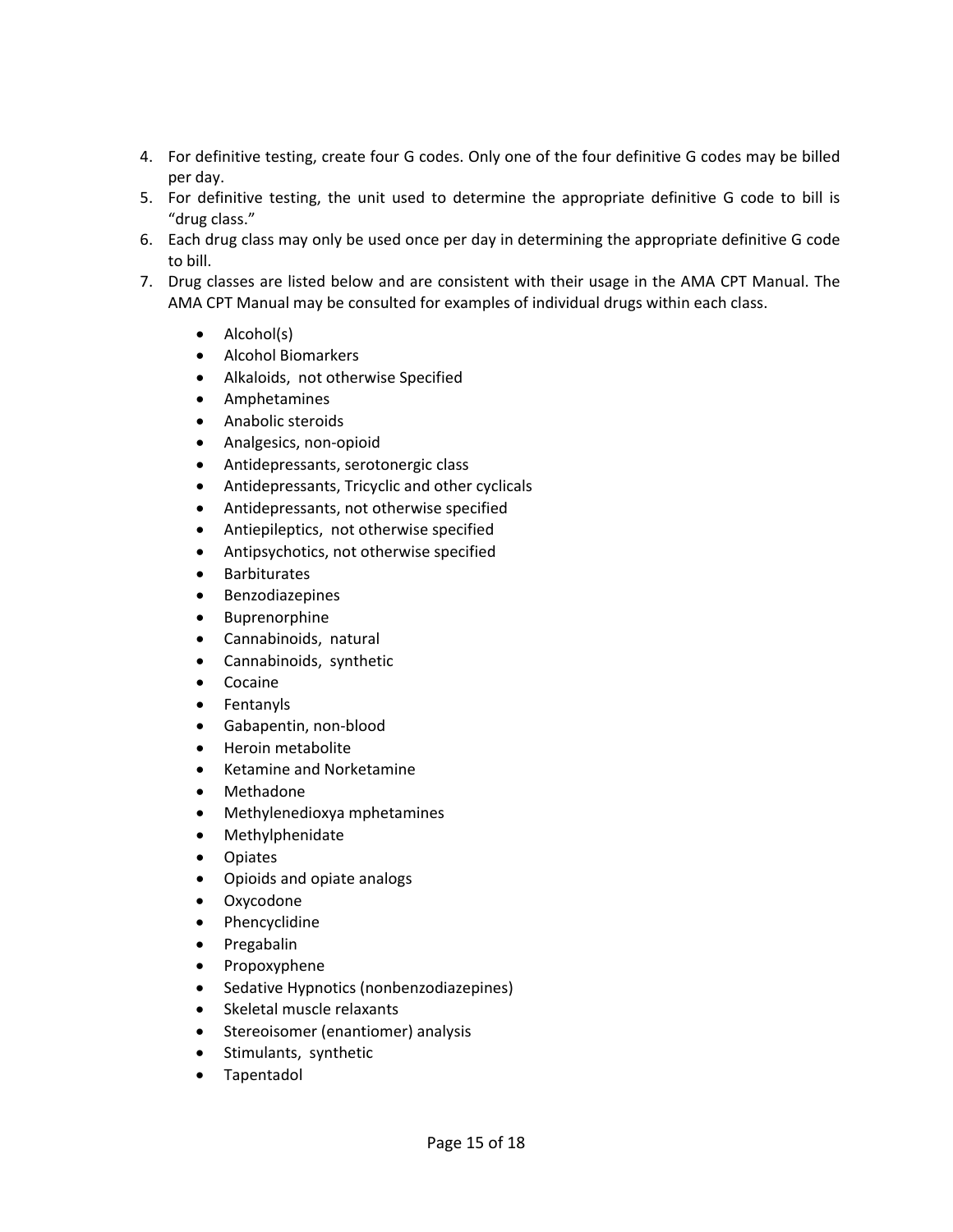4. For definitive testing, create four G codes. Only one of the four definitive G codes may be billed per day.
5. For definitive testing, the unit used to determine the appropriate definitive G code to bill is "drug class."
6. Each drug class may only be used once per day in determining the appropriate definitive G code to bill.
7. Drug classes are listed below and are consistent with their usage in the AMA CPT Manual. The AMA CPT Manual may be consulted for examples of individual drugs within each class.

    - Alcohol(s)
    - Alcohol Biomarkers
    - Alkaloids, not otherwise Specified
    - Amphetamines
    - Anabolic steroids
    - Analgesics, non-opioid
    - Antidepressants, serotonergic class
    - Antidepressants, Tricyclic and other cyclicals
    - Antidepressants, not otherwise specified
    - Antiepileptics, not otherwise specified
    - Antipsychotics, not otherwise specified
    - Barbiturates
    - Benzodiazepines
    - Buprenorphine
    - Cannabinoids, natural
    - Cannabinoids, synthetic
    - Cocaine
    - Fentanyls
    - Gabapentin, non-blood
    - Heroin metabolite
    - Ketamine and Norketamine
    - Methadone
    - Methylenedioxya mphetamines
    - Methylphenidate
    - Opiates
    - Opioids and opiate analogs
    - Oxycodone
    - Phencyclidine
    - Pregabalin
    - Propoxyphene
    - Sedative Hypnotics (nonbenzodiazepines)
    - Skeletal muscle relaxants
    - Stereoisomer (enantiomer) analysis
    - Stimulants, synthetic
    - Tapentadol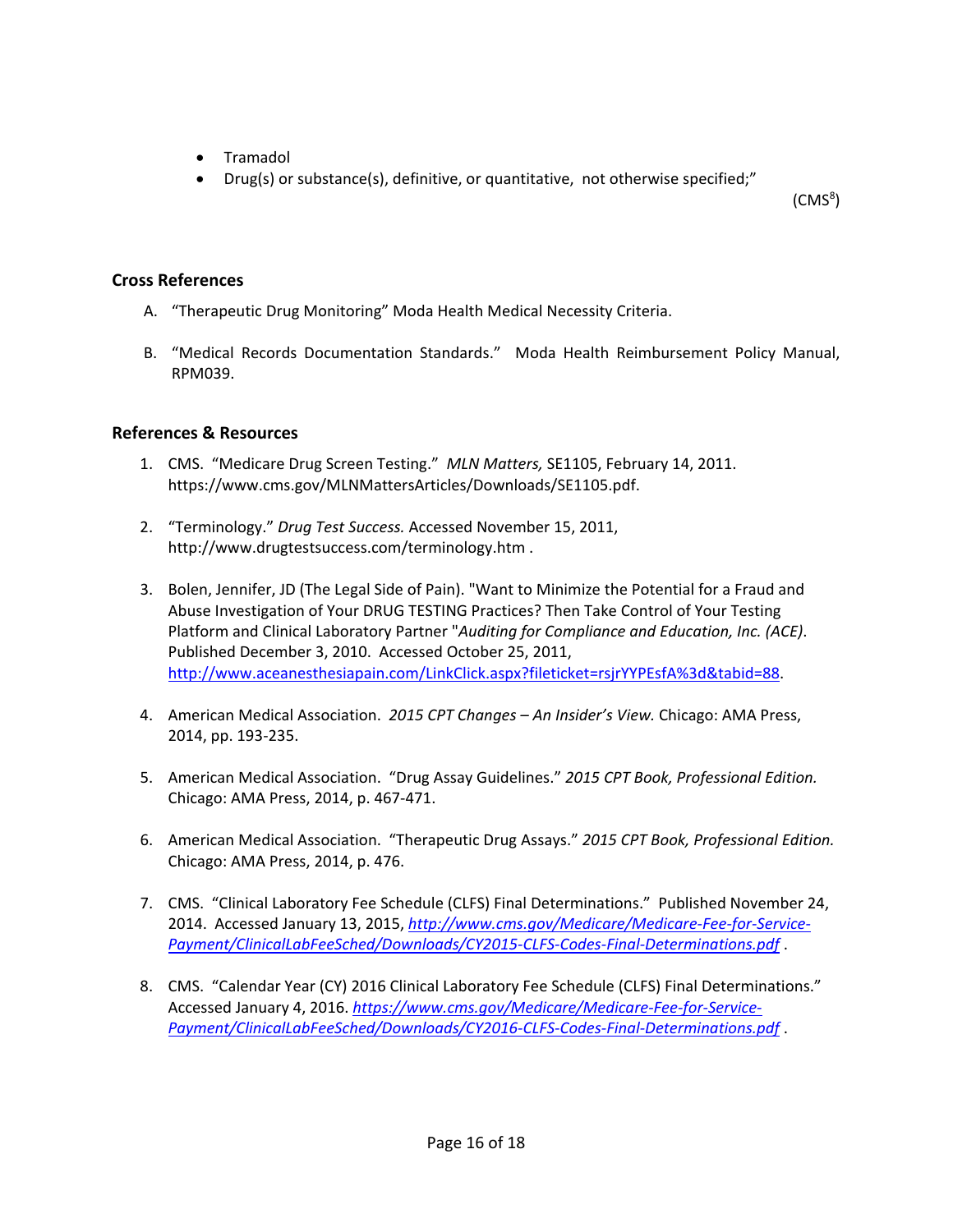- Tramadol
- Drug(s) or substance(s), definitive, or quantitative, not otherwise specified;"

(CMS[8])

## Cross References

A. "Therapeutic Drug Monitoring" Moda Health Medical Necessity Criteria.

B. "Medical Records Documentation Standards." Moda Health Reimbursement Policy Manual, RPM039.

## References & Resources

1. CMS. "Medicare Drug Screen Testing." *MLN Matters,* SE1105, February 14, 2011. https://www.cms.gov/MLNMattersArticles/Downloads/SE1105.pdf.

2. "Terminology." *Drug Test Success.* Accessed November 15, 2011, http://www.drugtestsuccess.com/terminology.htm .

3. Bolen, Jennifer, JD (The Legal Side of Pain). "Want to Minimize the Potential for a Fraud and Abuse Investigation of Your DRUG TESTING Practices? Then Take Control of Your Testing Platform and Clinical Laboratory Partner "*Auditing for Compliance and Education, Inc. (ACE)*. Published December 3, 2010. Accessed October 25, 2011, http://www.aceanesthesiapain.com/LinkClick.aspx?fileticket=rsjrYYPEsfA%3d&tabid=88.

4. American Medical Association. *2015 CPT Changes – An Insider's View.* Chicago: AMA Press, 2014, pp. 193-235.

5. American Medical Association. "Drug Assay Guidelines." *2015 CPT Book, Professional Edition.* Chicago: AMA Press, 2014, p. 467-471.

6. American Medical Association. "Therapeutic Drug Assays." *2015 CPT Book, Professional Edition.* Chicago: AMA Press, 2014, p. 476.

7. CMS. "Clinical Laboratory Fee Schedule (CLFS) Final Determinations." Published November 24, 2014. Accessed January 13, 2015, *http://www.cms.gov/Medicare/Medicare-Fee-for-Service-Payment/ClinicalLabFeeSched/Downloads/CY2015-CLFS-Codes-Final-Determinations.pdf* .

8. CMS. "Calendar Year (CY) 2016 Clinical Laboratory Fee Schedule (CLFS) Final Determinations." Accessed January 4, 2016. *https://www.cms.gov/Medicare/Medicare-Fee-for-Service-Payment/ClinicalLabFeeSched/Downloads/CY2016-CLFS-Codes-Final-Determinations.pdf* .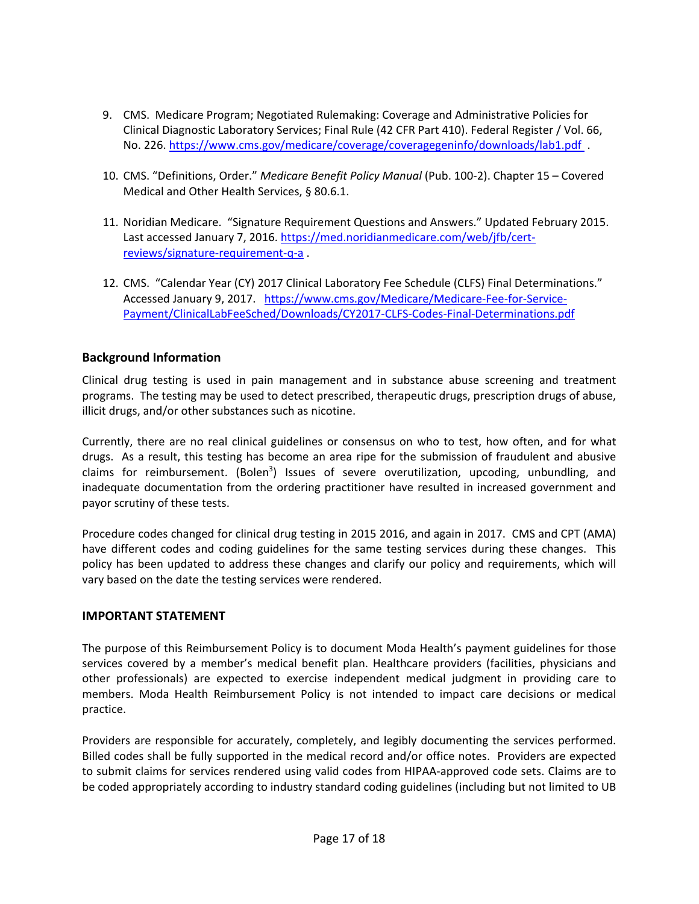9. CMS. Medicare Program; Negotiated Rulemaking: Coverage and Administrative Policies for Clinical Diagnostic Laboratory Services; Final Rule (42 CFR Part 410). Federal Register / Vol. 66, No. 226. https://www.cms.gov/medicare/coverage/coveragegeninfo/downloads/lab1.pdf .

10. CMS. "Definitions, Order." *Medicare Benefit Policy Manual* (Pub. 100-2). Chapter 15 – Covered Medical and Other Health Services, § 80.6.1.

11. Noridian Medicare. "Signature Requirement Questions and Answers." Updated February 2015. Last accessed January 7, 2016. https://med.noridianmedicare.com/web/jfb/cert-reviews/signature-requirement-q-a .

12. CMS. "Calendar Year (CY) 2017 Clinical Laboratory Fee Schedule (CLFS) Final Determinations." Accessed January 9, 2017. https://www.cms.gov/Medicare/Medicare-Fee-for-Service-Payment/ClinicalLabFeeSched/Downloads/CY2017-CLFS-Codes-Final-Determinations.pdf

## Background Information

Clinical drug testing is used in pain management and in substance abuse screening and treatment programs. The testing may be used to detect prescribed, therapeutic drugs, prescription drugs of abuse, illicit drugs, and/or other substances such as nicotine.

Currently, there are no real clinical guidelines or consensus on who to test, how often, and for what drugs. As a result, this testing has become an area ripe for the submission of fraudulent and abusive claims for reimbursement. (Bolen[3]) Issues of severe overutilization, upcoding, unbundling, and inadequate documentation from the ordering practitioner have resulted in increased government and payor scrutiny of these tests.

Procedure codes changed for clinical drug testing in 2015 2016, and again in 2017. CMS and CPT (AMA) have different codes and coding guidelines for the same testing services during these changes. This policy has been updated to address these changes and clarify our policy and requirements, which will vary based on the date the testing services were rendered.

## IMPORTANT STATEMENT

The purpose of this Reimbursement Policy is to document Moda Health's payment guidelines for those services covered by a member's medical benefit plan. Healthcare providers (facilities, physicians and other professionals) are expected to exercise independent medical judgment in providing care to members. Moda Health Reimbursement Policy is not intended to impact care decisions or medical practice.

Providers are responsible for accurately, completely, and legibly documenting the services performed. Billed codes shall be fully supported in the medical record and/or office notes. Providers are expected to submit claims for services rendered using valid codes from HIPAA-approved code sets. Claims are to be coded appropriately according to industry standard coding guidelines (including but not limited to UB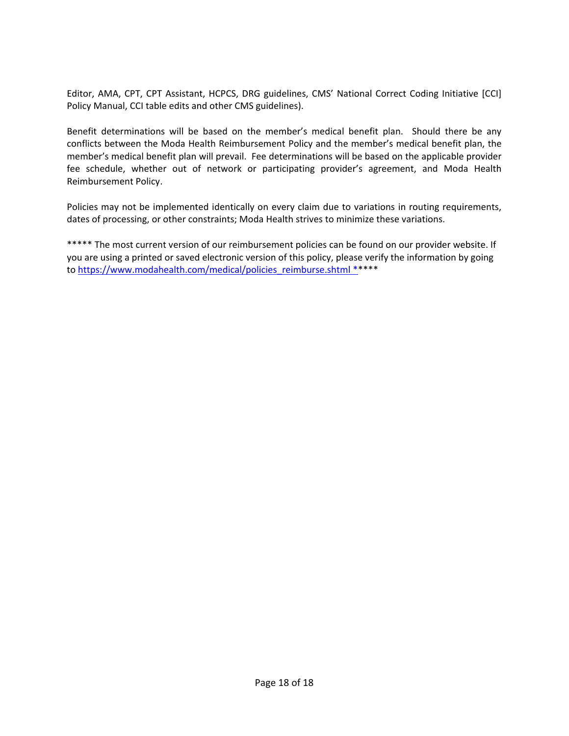Editor, AMA, CPT, CPT Assistant, HCPCS, DRG guidelines, CMS' National Correct Coding Initiative [CCI] Policy Manual, CCI table edits and other CMS guidelines).

Benefit determinations will be based on the member's medical benefit plan. Should there be any conflicts between the Moda Health Reimbursement Policy and the member's medical benefit plan, the member's medical benefit plan will prevail. Fee determinations will be based on the applicable provider fee schedule, whether out of network or participating provider's agreement, and Moda Health Reimbursement Policy.

Policies may not be implemented identically on every claim due to variations in routing requirements, dates of processing, or other constraints; Moda Health strives to minimize these variations.

***** The most current version of our reimbursement policies can be found on our provider website. If you are using a printed or saved electronic version of this policy, please verify the information by going to https://www.modahealth.com/medical/policies_reimburse.shtml *****